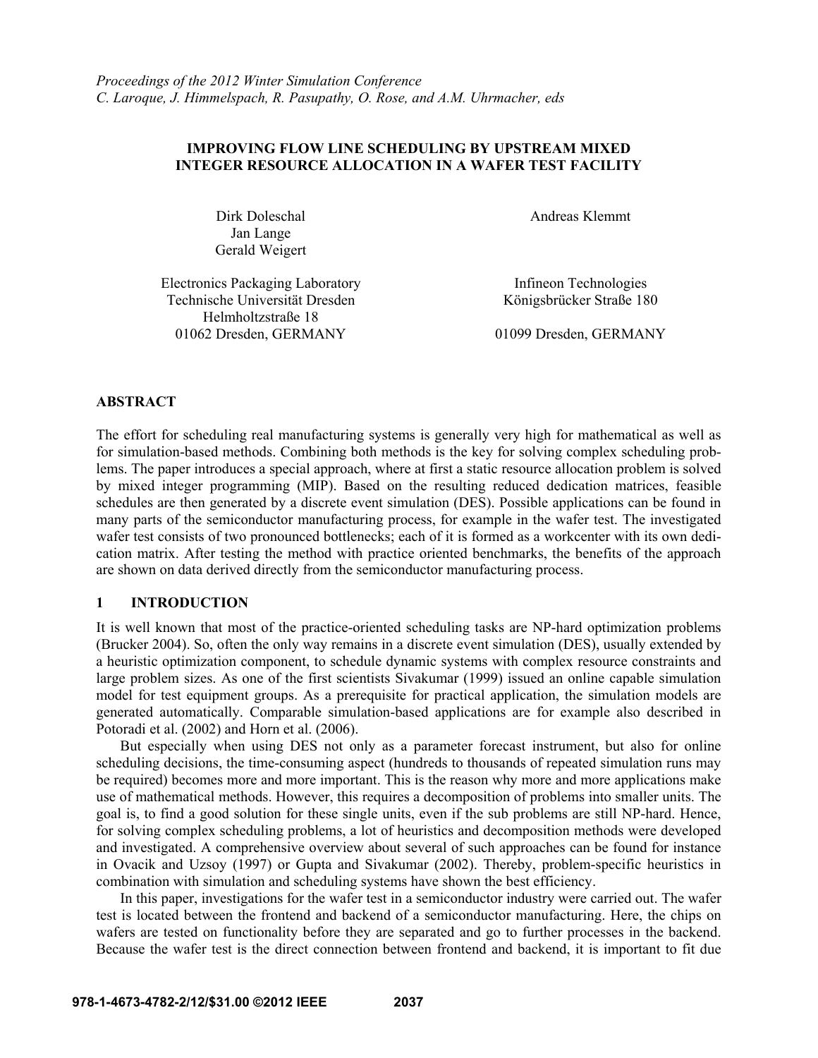*Proceedings of the 2012 Winter Simulation Conference*
*C. Laroque, J. Himmelspach, R. Pasupathy, O. Rose, and A.M. Uhrmacher, eds*

# IMPROVING FLOW LINE SCHEDULING BY UPSTREAM MIXED INTEGER RESOURCE ALLOCATION IN A WAFER TEST FACILITY

Dirk Doleschal
Jan Lange
Gerald Weigert

Electronics Packaging Laboratory
Technische Universität Dresden
Helmholtzstraße 18
01062 Dresden, GERMANY

Andreas Klemmt

Infineon Technologies
Königsbrücker Straße 180

01099 Dresden, GERMANY

## ABSTRACT

The effort for scheduling real manufacturing systems is generally very high for mathematical as well as for simulation-based methods. Combining both methods is the key for solving complex scheduling problems. The paper introduces a special approach, where at first a static resource allocation problem is solved by mixed integer programming (MIP). Based on the resulting reduced dedication matrices, feasible schedules are then generated by a discrete event simulation (DES). Possible applications can be found in many parts of the semiconductor manufacturing process, for example in the wafer test. The investigated wafer test consists of two pronounced bottlenecks; each of it is formed as a workcenter with its own dedication matrix. After testing the method with practice oriented benchmarks, the benefits of the approach are shown on data derived directly from the semiconductor manufacturing process.

## 1 INTRODUCTION

It is well known that most of the practice-oriented scheduling tasks are NP-hard optimization problems (Brucker 2004). So, often the only way remains in a discrete event simulation (DES), usually extended by a heuristic optimization component, to schedule dynamic systems with complex resource constraints and large problem sizes. As one of the first scientists Sivakumar (1999) issued an online capable simulation model for test equipment groups. As a prerequisite for practical application, the simulation models are generated automatically. Comparable simulation-based applications are for example also described in Potoradi et al. (2002) and Horn et al. (2006).

But especially when using DES not only as a parameter forecast instrument, but also for online scheduling decisions, the time-consuming aspect (hundreds to thousands of repeated simulation runs may be required) becomes more and more important. This is the reason why more and more applications make use of mathematical methods. However, this requires a decomposition of problems into smaller units. The goal is, to find a good solution for these single units, even if the sub problems are still NP-hard. Hence, for solving complex scheduling problems, a lot of heuristics and decomposition methods were developed and investigated. A comprehensive overview about several of such approaches can be found for instance in Ovacik and Uzsoy (1997) or Gupta and Sivakumar (2002). Thereby, problem-specific heuristics in combination with simulation and scheduling systems have shown the best efficiency.

In this paper, investigations for the wafer test in a semiconductor industry were carried out. The wafer test is located between the frontend and backend of a semiconductor manufacturing. Here, the chips on wafers are tested on functionality before they are separated and go to further processes in the backend. Because the wafer test is the direct connection between frontend and backend, it is important to fit due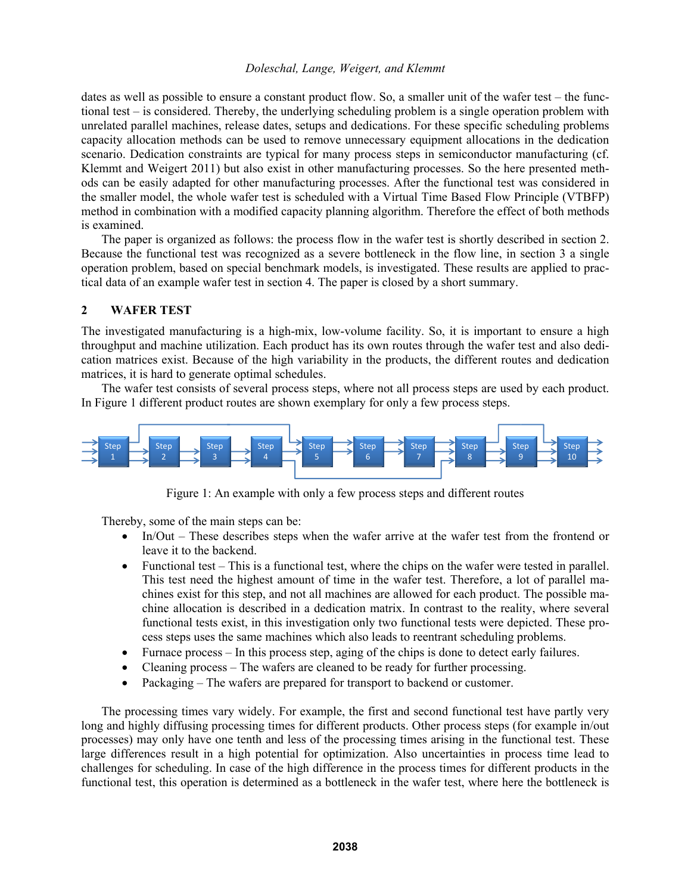dates as well as possible to ensure a constant product flow. So, a smaller unit of the wafer test – the functional test – is considered. Thereby, the underlying scheduling problem is a single operation problem with unrelated parallel machines, release dates, setups and dedications. For these specific scheduling problems capacity allocation methods can be used to remove unnecessary equipment allocations in the dedication scenario. Dedication constraints are typical for many process steps in semiconductor manufacturing (cf. Klemmt and Weigert 2011) but also exist in other manufacturing processes. So the here presented methods can be easily adapted for other manufacturing processes. After the functional test was considered in the smaller model, the whole wafer test is scheduled with a Virtual Time Based Flow Principle (VTBFP) method in combination with a modified capacity planning algorithm. Therefore the effect of both methods is examined.

The paper is organized as follows: the process flow in the wafer test is shortly described in section 2. Because the functional test was recognized as a severe bottleneck in the flow line, in section 3 a single operation problem, based on special benchmark models, is investigated. These results are applied to practical data of an example wafer test in section 4. The paper is closed by a short summary.

## 2 WAFER TEST

The investigated manufacturing is a high-mix, low-volume facility. So, it is important to ensure a high throughput and machine utilization. Each product has its own routes through the wafer test and also dedication matrices exist. Because of the high variability in the products, the different routes and dedication matrices, it is hard to generate optimal schedules.

The wafer test consists of several process steps, where not all process steps are used by each product. In Figure 1 different product routes are shown exemplary for only a few process steps.

Step 1
Step 2
Step 3
Step 4
Step 5
Step 6
Step 7
Step 8
Step 9
Step 10

Figure 1: An example with only a few process steps and different routes

Thereby, some of the main steps can be:

- In/Out – These describes steps when the wafer arrive at the wafer test from the frontend or leave it to the backend.
- Functional test – This is a functional test, where the chips on the wafer were tested in parallel. This test need the highest amount of time in the wafer test. Therefore, a lot of parallel machines exist for this step, and not all machines are allowed for each product. The possible machine allocation is described in a dedication matrix. In contrast to the reality, where several functional tests exist, in this investigation only two functional tests were depicted. These process steps uses the same machines which also leads to reentrant scheduling problems.
- Furnace process – In this process step, aging of the chips is done to detect early failures.
- Cleaning process – The wafers are cleaned to be ready for further processing.
- Packaging – The wafers are prepared for transport to backend or customer.

The processing times vary widely. For example, the first and second functional test have partly very long and highly diffusing processing times for different products. Other process steps (for example in/out processes) may only have one tenth and less of the processing times arising in the functional test. These large differences result in a high potential for optimization. Also uncertainties in process time lead to challenges for scheduling. In case of the high difference in the process times for different products in the functional test, this operation is determined as a bottleneck in the wafer test, where here the bottleneck is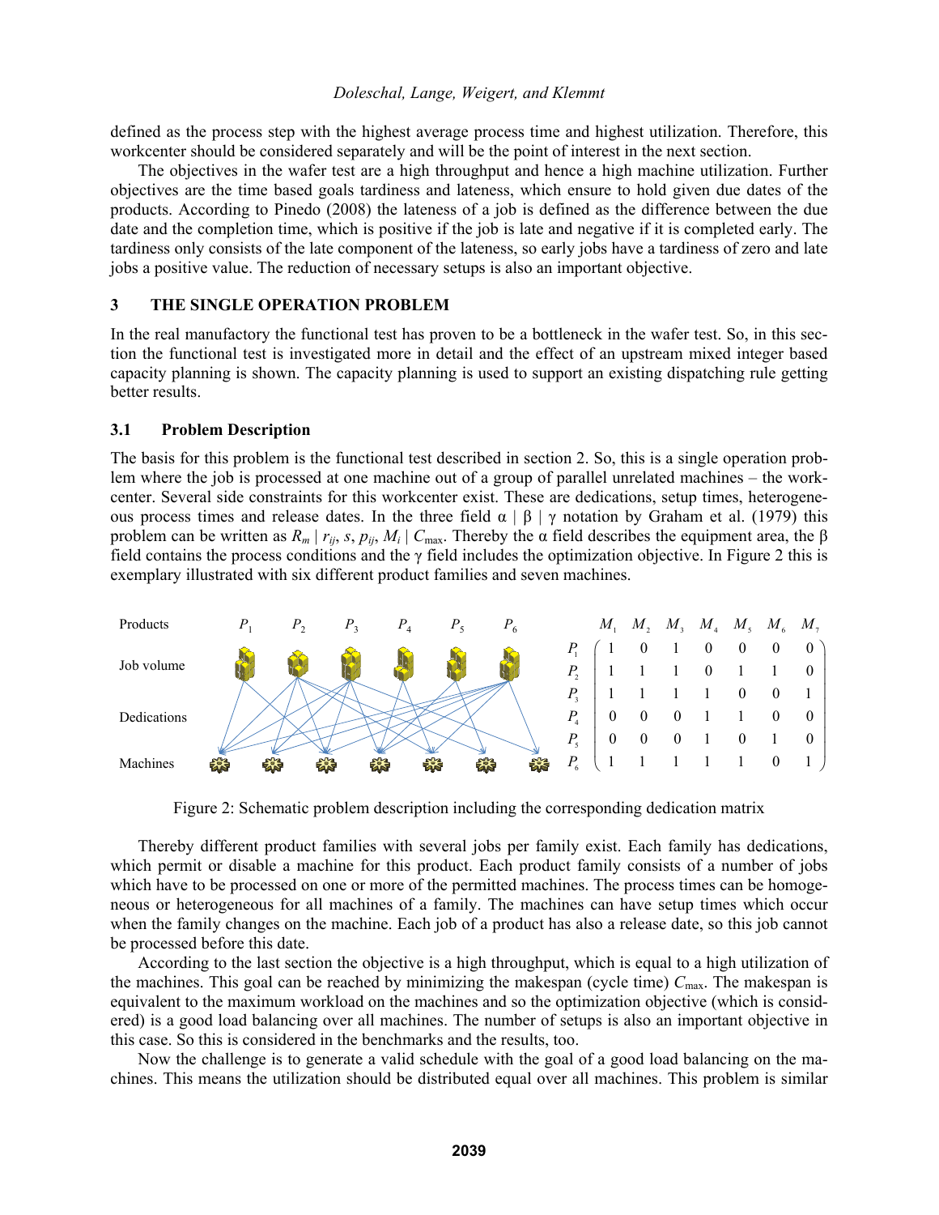defined as the process step with the highest average process time and highest utilization. Therefore, this workcenter should be considered separately and will be the point of interest in the next section.

The objectives in the wafer test are a high throughput and hence a high machine utilization. Further objectives are the time based goals tardiness and lateness, which ensure to hold given due dates of the products. According to Pinedo (2008) the lateness of a job is defined as the difference between the due date and the completion time, which is positive if the job is late and negative if it is completed early. The tardiness only consists of the late component of the lateness, so early jobs have a tardiness of zero and late jobs a positive value. The reduction of necessary setups is also an important objective.

## 3 THE SINGLE OPERATION PROBLEM

In the real manufactory the functional test has proven to be a bottleneck in the wafer test. So, in this section the functional test is investigated more in detail and the effect of an upstream mixed integer based capacity planning is shown. The capacity planning is used to support an existing dispatching rule getting better results.

### 3.1 Problem Description

The basis for this problem is the functional test described in section 2. So, this is a single operation problem where the job is processed at one machine out of a group of parallel unrelated machines – the workcenter. Several side constraints for this workcenter exist. These are dedications, setup times, heterogeneous process times and release dates. In the three field α | β | γ notation by Graham et al. (1979) this problem can be written as $R_m \mid r_{ij}, s, p_{ij}, M_i \mid C_{\max}$. Thereby the α field describes the equipment area, the β field contains the process conditions and the γ field includes the optimization objective. In Figure 2 this is exemplary illustrated with six different product families and seven machines.

$$
\begin{array}{c|ccccccc}
 & M_1 & M_2 & M_3 & M_4 & M_5 & M_6 & M_7 \\
\hline
P_1 & 1 & 0 & 1 & 0 & 0 & 0 & 0 \\
P_2 & 1 & 1 & 1 & 0 & 1 & 1 & 0 \\
P_3 & 1 & 1 & 1 & 1 & 0 & 0 & 1 \\
P_4 & 0 & 0 & 0 & 1 & 1 & 0 & 0 \\
P_5 & 0 & 0 & 0 & 1 & 0 & 1 & 0 \\
P_6 & 1 & 1 & 1 & 1 & 1 & 0 & 1
\end{array}
$$

Figure 2: Schematic problem description including the corresponding dedication matrix

Thereby different product families with several jobs per family exist. Each family has dedications, which permit or disable a machine for this product. Each product family consists of a number of jobs which have to be processed on one or more of the permitted machines. The process times can be homogeneous or heterogeneous for all machines of a family. The machines can have setup times which occur when the family changes on the machine. Each job of a product has also a release date, so this job cannot be processed before this date.

According to the last section the objective is a high throughput, which is equal to a high utilization of the machines. This goal can be reached by minimizing the makespan (cycle time) $C_{\max}$. The makespan is equivalent to the maximum workload on the machines and so the optimization objective (which is considered) is a good load balancing over all machines. The number of setups is also an important objective in this case. So this is considered in the benchmarks and the results, too.

Now the challenge is to generate a valid schedule with the goal of a good load balancing on the machines. This means the utilization should be distributed equal over all machines. This problem is similar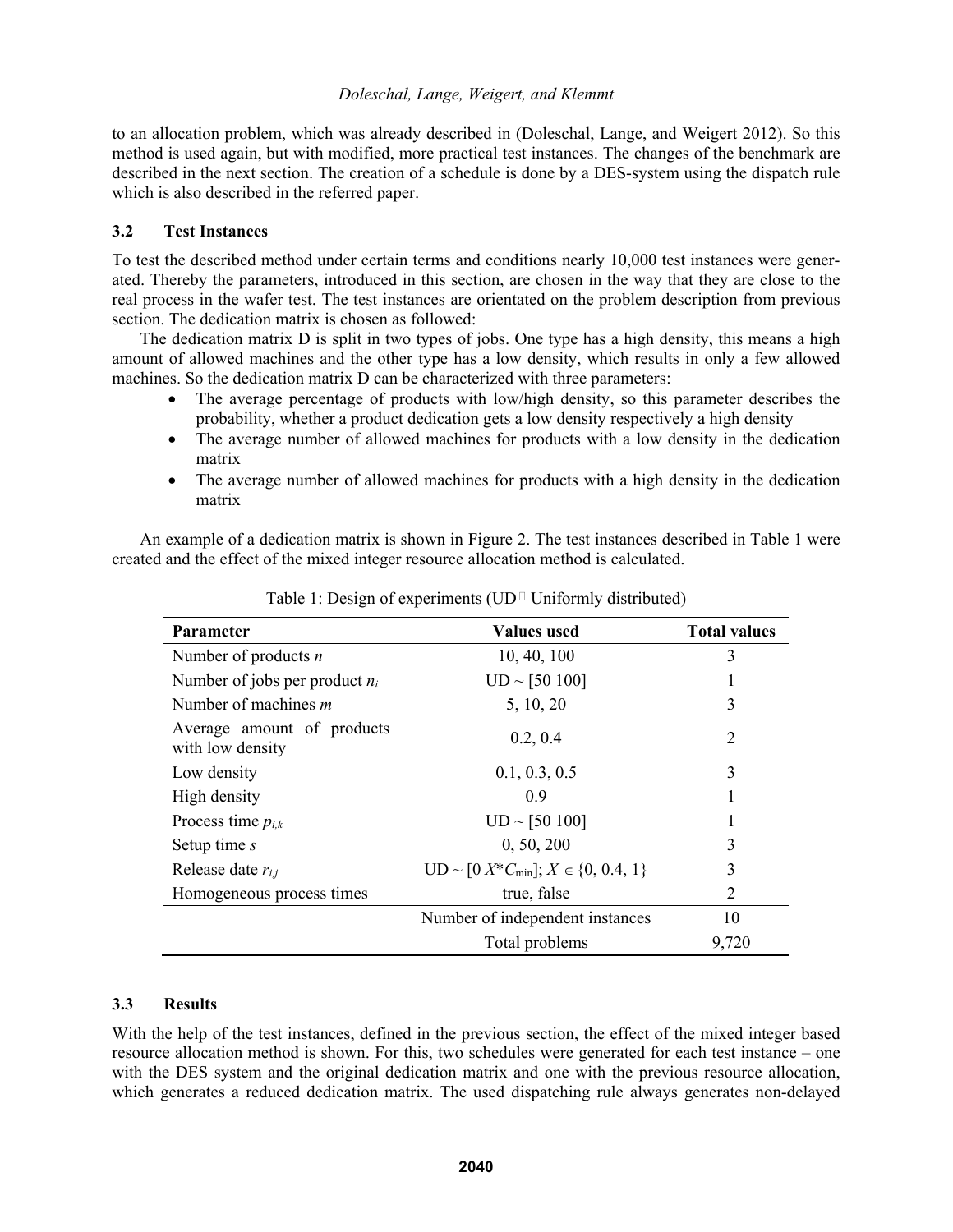to an allocation problem, which was already described in (Doleschal, Lange, and Weigert 2012). So this method is used again, but with modified, more practical test instances. The changes of the benchmark are described in the next section. The creation of a schedule is done by a DES-system using the dispatch rule which is also described in the referred paper.

### 3.2 Test Instances

To test the described method under certain terms and conditions nearly 10,000 test instances were generated. Thereby the parameters, introduced in this section, are chosen in the way that they are close to the real process in the wafer test. The test instances are orientated on the problem description from previous section. The dedication matrix is chosen as followed:

The dedication matrix D is split in two types of jobs. One type has a high density, this means a high amount of allowed machines and the other type has a low density, which results in only a few allowed machines. So the dedication matrix D can be characterized with three parameters:

- The average percentage of products with low/high density, so this parameter describes the probability, whether a product dedication gets a low density respectively a high density
- The average number of allowed machines for products with a low density in the dedication matrix
- The average number of allowed machines for products with a high density in the dedication matrix

An example of a dedication matrix is shown in Figure 2. The test instances described in Table 1 were created and the effect of the mixed integer resource allocation method is calculated.

Table 1: Design of experiments (UD  Uniformly distributed)

| Parameter | Values used | Total values |
|---|---|---|
| Number of products $n$ | 10, 40, 100 | 3 |
| Number of jobs per product $n_i$ | UD ~ [50 100] | 1 |
| Number of machines $m$ | 5, 10, 20 | 3 |
| Average amount of products with low density | 0.2, 0.4 | 2 |
| Low density | 0.1, 0.3, 0.5 | 3 |
| High density | 0.9 | 1 |
| Process time $p_{i,k}$ | UD ~ [50 100] | 1 |
| Setup time $s$ | 0, 50, 200 | 3 |
| Release date $r_{i,j}$ | UD ~ [0 $X$*$C_{\min}$]; $X \in \{0, 0.4, 1\}$ | 3 |
| Homogeneous process times | true, false | 2 |
| | Number of independent instances | 10 |
| | Total problems | 9,720 |

### 3.3 Results

With the help of the test instances, defined in the previous section, the effect of the mixed integer based resource allocation method is shown. For this, two schedules were generated for each test instance – one with the DES system and the original dedication matrix and one with the previous resource allocation, which generates a reduced dedication matrix. The used dispatching rule always generates non-delayed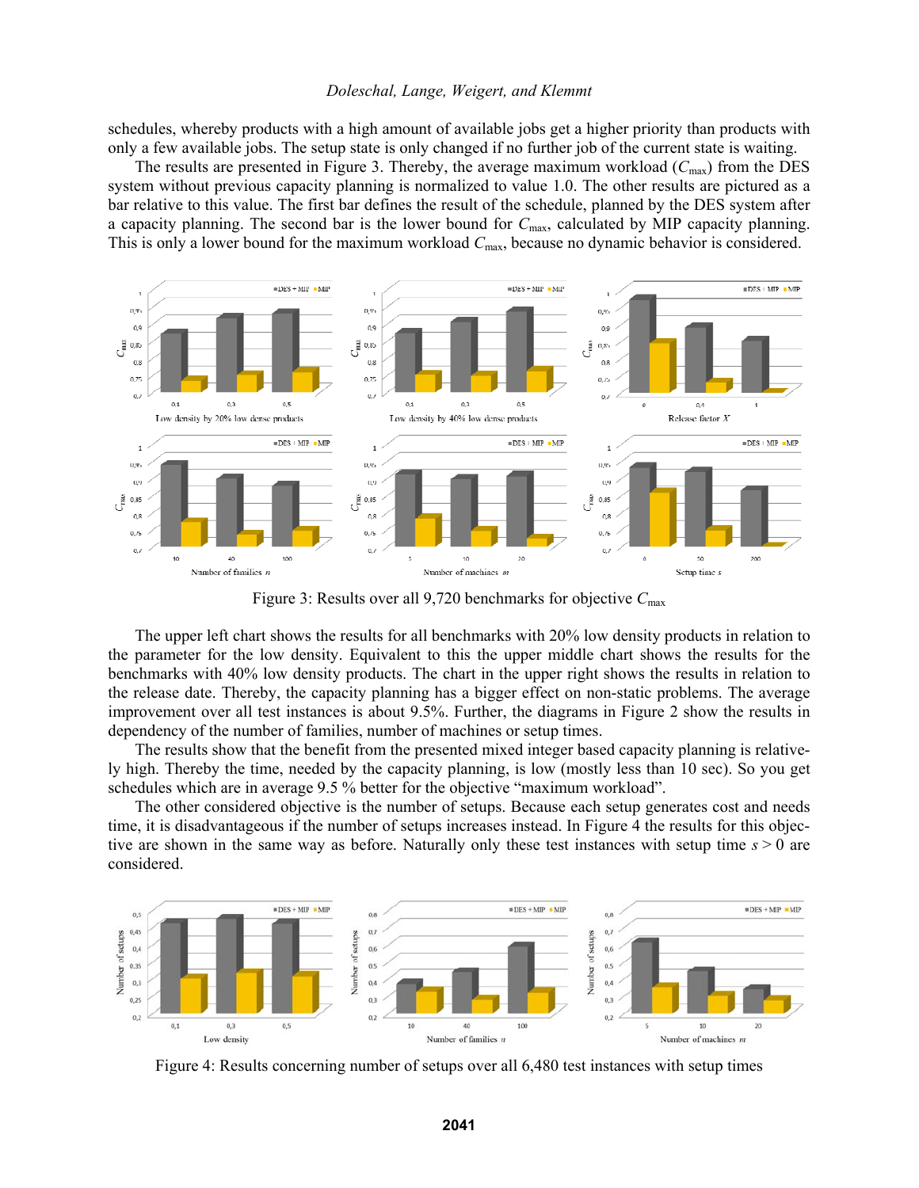schedules, whereby products with a high amount of available jobs get a higher priority than products with only a few available jobs. The setup state is only changed if no further job of the current state is waiting.

The results are presented in Figure 3. Thereby, the average maximum workload ($C_{max}$) from the DES system without previous capacity planning is normalized to value 1.0. The other results are pictured as a bar relative to this value. The first bar defines the result of the schedule, planned by the DES system after a capacity planning. The second bar is the lower bound for $C_{max}$, calculated by MIP capacity planning. This is only a lower bound for the maximum workload $C_{max}$, because no dynamic behavior is considered.

Figure 3: Results over all 9,720 benchmarks for objective $C_{max}$

The upper left chart shows the results for all benchmarks with 20% low density products in relation to the parameter for the low density. Equivalent to this the upper middle chart shows the results for the benchmarks with 40% low density products. The chart in the upper right shows the results in relation to the release date. Thereby, the capacity planning has a bigger effect on non-static problems. The average improvement over all test instances is about 9.5%. Further, the diagrams in Figure 2 show the results in dependency of the number of families, number of machines or setup times.

The results show that the benefit from the presented mixed integer based capacity planning is relatively high. Thereby the time, needed by the capacity planning, is low (mostly less than 10 sec). So you get schedules which are in average 9.5 % better for the objective “maximum workload”.

The other considered objective is the number of setups. Because each setup generates cost and needs time, it is disadvantageous if the number of setups increases instead. In Figure 4 the results for this objective are shown in the same way as before. Naturally only these test instances with setup time $s > 0$ are considered.

Figure 4: Results concerning number of setups over all 6,480 test instances with setup times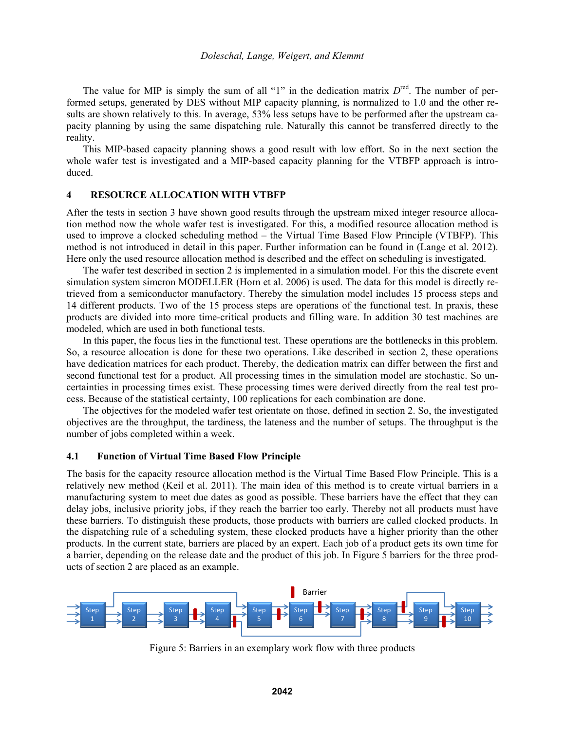The value for MIP is simply the sum of all “1” in the dedication matrix $D^{red}$. The number of performed setups, generated by DES without MIP capacity planning, is normalized to 1.0 and the other results are shown relatively to this. In average, 53% less setups have to be performed after the upstream capacity planning by using the same dispatching rule. Naturally this cannot be transferred directly to the reality.

This MIP-based capacity planning shows a good result with low effort. So in the next section the whole wafer test is investigated and a MIP-based capacity planning for the VTBFP approach is introduced.

## 4 RESOURCE ALLOCATION WITH VTBFP

After the tests in section 3 have shown good results through the upstream mixed integer resource allocation method now the whole wafer test is investigated. For this, a modified resource allocation method is used to improve a clocked scheduling method – the Virtual Time Based Flow Principle (VTBFP). This method is not introduced in detail in this paper. Further information can be found in (Lange et al. 2012). Here only the used resource allocation method is described and the effect on scheduling is investigated.

The wafer test described in section 2 is implemented in a simulation model. For this the discrete event simulation system simcron MODELLER (Horn et al. 2006) is used. The data for this model is directly retrieved from a semiconductor manufactory. Thereby the simulation model includes 15 process steps and 14 different products. Two of the 15 process steps are operations of the functional test. In praxis, these products are divided into more time-critical products and filling ware. In addition 30 test machines are modeled, which are used in both functional tests.

In this paper, the focus lies in the functional test. These operations are the bottlenecks in this problem. So, a resource allocation is done for these two operations. Like described in section 2, these operations have dedication matrices for each product. Thereby, the dedication matrix can differ between the first and second functional test for a product. All processing times in the simulation model are stochastic. So uncertainties in processing times exist. These processing times were derived directly from the real test process. Because of the statistical certainty, 100 replications for each combination are done.

The objectives for the modeled wafer test orientate on those, defined in section 2. So, the investigated objectives are the throughput, the tardiness, the lateness and the number of setups. The throughput is the number of jobs completed within a week.

### 4.1 Function of Virtual Time Based Flow Principle

The basis for the capacity resource allocation method is the Virtual Time Based Flow Principle. This is a relatively new method (Keil et al. 2011). The main idea of this method is to create virtual barriers in a manufacturing system to meet due dates as good as possible. These barriers have the effect that they can delay jobs, inclusive priority jobs, if they reach the barrier too early. Thereby not all products must have these barriers. To distinguish these products, those products with barriers are called clocked products. In the dispatching rule of a scheduling system, these clocked products have a higher priority than the other products. In the current state, barriers are placed by an expert. Each job of a product gets its own time for a barrier, depending on the release date and the product of this job. In Figure 5 barriers for the three products of section 2 are placed as an example.

Figure 5: Barriers in an exemplary work flow with three products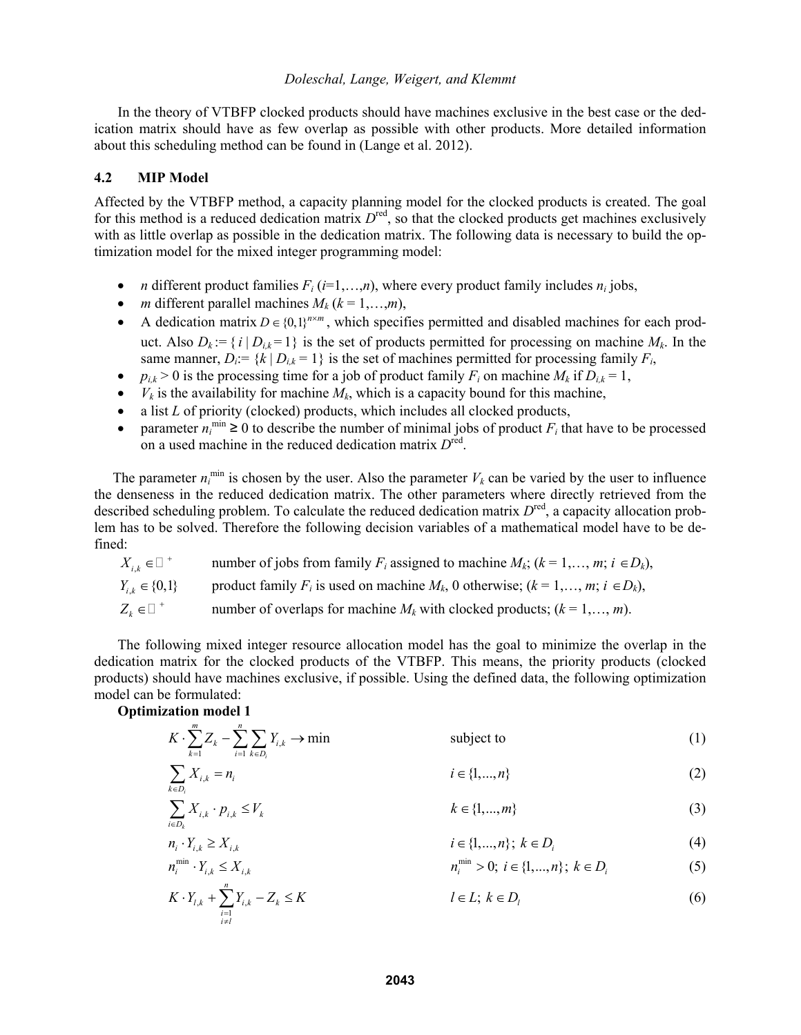In the theory of VTBFP clocked products should have machines exclusive in the best case or the dedication matrix should have as few overlap as possible with other products. More detailed information about this scheduling method can be found in (Lange et al. 2012).

### 4.2 MIP Model

Affected by the VTBFP method, a capacity planning model for the clocked products is created. The goal for this method is a reduced dedication matrix $D^{\text{red}}$, so that the clocked products get machines exclusively with as little overlap as possible in the dedication matrix. The following data is necessary to build the optimization model for the mixed integer programming model:

- $n$ different product families $F_i$ ($i$=1,…,$n$), where every product family includes $n_i$ jobs,
- $m$ different parallel machines $M_k$ ($k$ = 1,…,$m$),
- A dedication matrix $D \in \{0,1\}^{n \times m}$, which specifies permitted and disabled machines for each product. Also $D_k := \{ i \mid D_{i,k} = 1\}$ is the set of products permitted for processing on machine $M_k$. In the same manner, $D_i := \{k \mid D_{i,k} = 1\}$ is the set of machines permitted for processing family $F_i$,
- $p_{i,k} > 0$ is the processing time for a job of product family $F_i$ on machine $M_k$ if $D_{i,k} = 1$,
- $V_k$ is the availability for machine $M_k$, which is a capacity bound for this machine,
- a list $L$ of priority (clocked) products, which includes all clocked products,
- parameter $n_i^{\min} \geq 0$ to describe the number of minimal jobs of product $F_i$ that have to be processed on a used machine in the reduced dedication matrix $D^{\text{red}}$.

The parameter $n_i^{\min}$ is chosen by the user. Also the parameter $V_k$ can be varied by the user to influence the denseness in the reduced dedication matrix. The other parameters where directly retrieved from the described scheduling problem. To calculate the reduced dedication matrix $D^{\text{red}}$, a capacity allocation problem has to be solved. Therefore the following decision variables of a mathematical model have to be defined:

| | |
|---|---|
| $X_{i,k} \in \mathbb{Z}^+$ | number of jobs from family $F_i$ assigned to machine $M_k$; ($k$ = 1,…, $m$; $i \in D_k$), |
| $Y_{i,k} \in \{0,1\}$ | product family $F_i$ is used on machine $M_k$, 0 otherwise; ($k$ = 1,…, $m$; $i \in D_k$), |
| $Z_k \in \mathbb{Z}^+$ | number of overlaps for machine $M_k$ with clocked products; ($k$ = 1,…, $m$). |

The following mixed integer resource allocation model has the goal to minimize the overlap in the dedication matrix for the clocked products of the VTBFP. This means, the priority products (clocked products) should have machines exclusive, if possible. Using the defined data, the following optimization model can be formulated:

**Optimization model 1**

$$K \cdot \sum_{k=1}^{m} Z_k - \sum_{i=1}^{n} \sum_{k \in D_i} Y_{i,k} \rightarrow \min \qquad \text{subject to} \tag{1}$$

$$\sum_{k \in D_i} X_{i,k} = n_i \qquad i \in \{1,...,n\} \tag{2}$$

$$\sum_{i \in D_k} X_{i,k} \cdot p_{i,k} \leq V_k \qquad k \in \{1,...,m\} \tag{3}$$

$$n_i \cdot Y_{i,k} \geq X_{i,k} \qquad i \in \{1,...,n\};\ k \in D_i \tag{4}$$

$$n_i^{\min} \cdot Y_{i,k} \leq X_{i,k} \qquad n_i^{\min} > 0;\ i \in \{1,...,n\};\ k \in D_i \tag{5}$$

$$K \cdot Y_{l,k} + \sum_{\substack{i=1 \\ i \neq l}}^{n} Y_{i,k} - Z_k \leq K \qquad l \in L;\ k \in D_l \tag{6}$$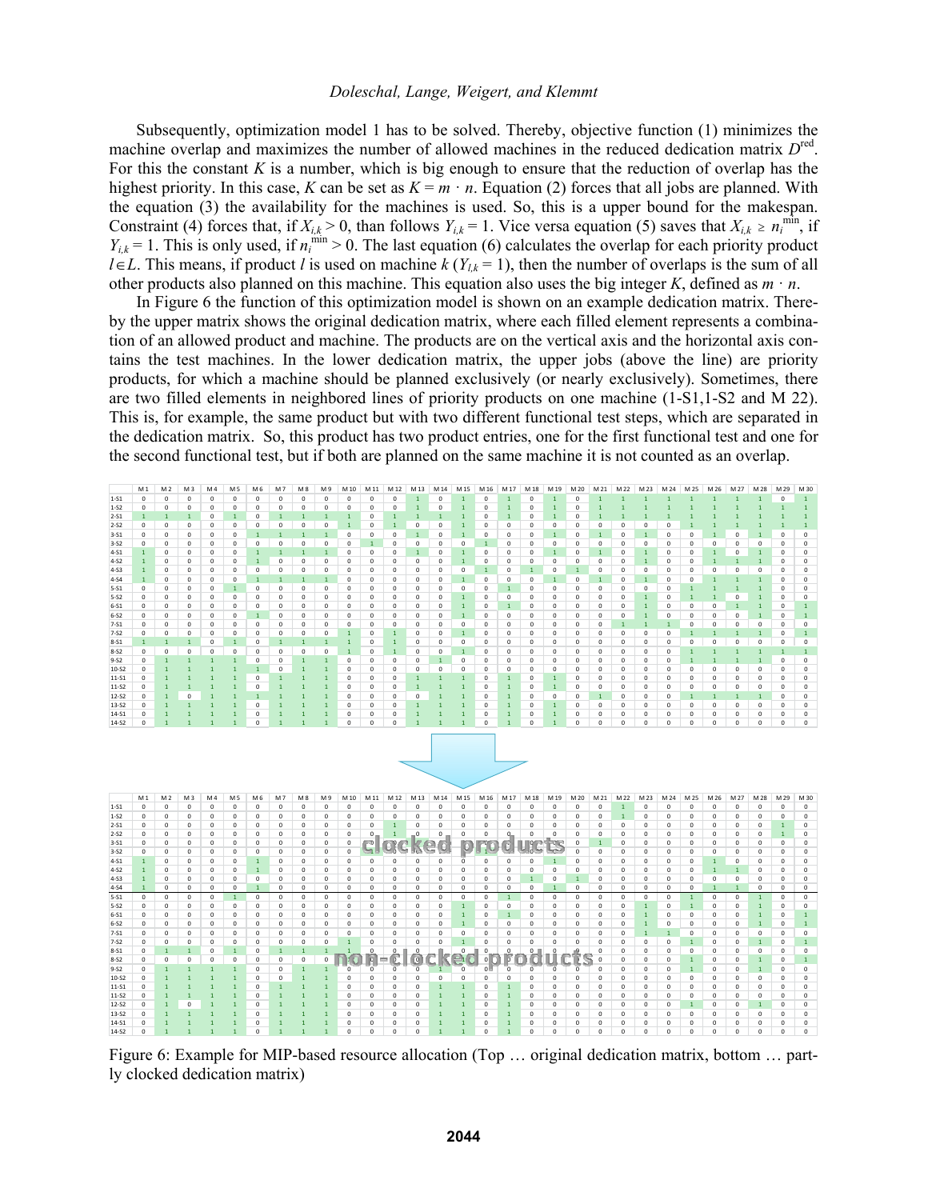Subsequently, optimization model 1 has to be solved. Thereby, objective function (1) minimizes the machine overlap and maximizes the number of allowed machines in the reduced dedication matrix $D^{red}$. For this the constant $K$ is a number, which is big enough to ensure that the reduction of overlap has the highest priority. In this case, $K$ can be set as $K = m \cdot n$. Equation (2) forces that all jobs are planned. With the equation (3) the availability for the machines is used. So, this is a upper bound for the makespan. Constraint (4) forces that, if $X_{i,k} > 0$, than follows $Y_{i,k} = 1$. Vice versa equation (5) saves that $X_{i,k} \geq n_i^{\min}$, if $Y_{i,k} = 1$. This is only used, if $n_i^{\min} > 0$. The last equation (6) calculates the overlap for each priority product $l \in L$. This means, if product $l$ is used on machine $k$ ($Y_{l,k} = 1$), then the number of overlaps is the sum of all other products also planned on this machine. This equation also uses the big integer $K$, defined as $m \cdot n$.

In Figure 6 the function of this optimization model is shown on an example dedication matrix. Thereby the upper matrix shows the original dedication matrix, where each filled element represents a combination of an allowed product and machine. The products are on the vertical axis and the horizontal axis contains the test machines. In the lower dedication matrix, the upper jobs (above the line) are priority products, for which a machine should be planned exclusively (or nearly exclusively). Sometimes, there are two filled elements in neighbored lines of priority products on one machine (1-S1,1-S2 and M 22). This is, for example, the same product but with two different functional test steps, which are separated in the dedication matrix. So, this product has two product entries, one for the first functional test and one for the second functional test, but if both are planned on the same machine it is not counted as an overlap.

| | M 1 | M 2 | M 3 | M 4 | M 5 | M 6 | M 7 | M 8 | M 9 | M 10 | M 11 | M 12 | M 13 | M 14 | M 15 | M 16 | M 17 | M 18 | M 19 | M 20 | M 21 | M 22 | M 23 | M 24 | M 25 | M 26 | M 27 | M 28 | M 29 | M 30 |
|---|---|---|---|---|---|---|---|---|---|---|---|---|---|---|---|---|---|---|---|---|---|---|---|---|---|---|---|---|---|---|
| 1-S1 | 0 | 0 | 0 | 0 | 0 | 0 | 0 | 0 | 0 | 0 | 0 | 0 | 1 | 0 | 1 | 0 | 1 | 0 | 1 | 0 | 1 | 1 | 1 | 1 | 1 | 1 | 1 | 1 | 0 | 1 |
| 1-S2 | 0 | 0 | 0 | 0 | 0 | 0 | 0 | 0 | 0 | 0 | 0 | 0 | 1 | 0 | 1 | 0 | 1 | 0 | 1 | 0 | 1 | 1 | 1 | 1 | 1 | 1 | 1 | 1 | 1 | 1 |
| 2-S1 | 1 | 1 | 1 | 0 | 1 | 0 | 1 | 1 | 1 | 1 | 0 | 1 | 1 | 1 | 1 | 0 | 1 | 0 | 1 | 0 | 1 | 1 | 1 | 1 | 1 | 1 | 1 | 1 | 1 | 1 |
| 2-S2 | 0 | 0 | 0 | 0 | 0 | 0 | 0 | 0 | 0 | 0 | 0 | 1 | 0 | 0 | 1 | 0 | 0 | 0 | 0 | 0 | 0 | 0 | 0 | 0 | 1 | 1 | 1 | 1 | 1 | 1 |
| 3-S1 | 0 | 0 | 0 | 0 | 0 | 1 | 1 | 1 | 1 | 0 | 0 | 0 | 1 | 0 | 1 | 0 | 0 | 0 | 1 | 0 | 1 | 0 | 1 | 0 | 0 | 1 | 0 | 1 | 0 | 0 |
| 3-S2 | 0 | 0 | 0 | 0 | 0 | 0 | 0 | 0 | 0 | 0 | 1 | 0 | 0 | 0 | 0 | 1 | 0 | 0 | 0 | 0 | 0 | 0 | 0 | 0 | 0 | 0 | 0 | 0 | 0 | 0 |
| 4-S1 | 1 | 0 | 0 | 0 | 0 | 1 | 1 | 1 | 1 | 0 | 0 | 0 | 1 | 0 | 1 | 0 | 0 | 0 | 1 | 0 | 1 | 0 | 1 | 0 | 0 | 1 | 0 | 1 | 0 | 0 |
| 4-S2 | 1 | 0 | 0 | 0 | 0 | 1 | 0 | 0 | 0 | 0 | 0 | 0 | 0 | 1 | 0 | 0 | 0 | 0 | 0 | 0 | 0 | 0 | 1 | 0 | 0 | 1 | 1 | 1 | 0 | 0 |
| 4-S3 | 1 | 0 | 0 | 0 | 0 | 0 | 0 | 0 | 0 | 0 | 0 | 0 | 0 | 0 | 0 | 1 | 0 | 1 | 0 | 1 | 0 | 0 | 0 | 0 | 0 | 0 | 0 | 0 | 0 | 0 |
| 4-S4 | 1 | 0 | 0 | 0 | 0 | 1 | 1 | 1 | 1 | 0 | 0 | 0 | 0 | 0 | 1 | 0 | 0 | 0 | 1 | 0 | 1 | 0 | 1 | 0 | 0 | 1 | 1 | 1 | 0 | 0 |
| 5-S1 | 0 | 0 | 0 | 0 | 1 | 0 | 0 | 0 | 0 | 0 | 0 | 0 | 0 | 0 | 0 | 0 | 1 | 0 | 0 | 0 | 0 | 0 | 0 | 0 | 1 | 1 | 1 | 1 | 0 | 0 |
| 5-S2 | 0 | 0 | 0 | 0 | 0 | 0 | 0 | 0 | 0 | 0 | 0 | 0 | 0 | 0 | 1 | 0 | 0 | 0 | 0 | 0 | 0 | 0 | 1 | 0 | 1 | 1 | 0 | 1 | 0 | 0 |
| 6-S1 | 0 | 0 | 0 | 0 | 0 | 0 | 0 | 0 | 0 | 0 | 0 | 0 | 0 | 0 | 1 | 0 | 1 | 0 | 0 | 0 | 0 | 0 | 1 | 0 | 0 | 0 | 1 | 1 | 0 | 1 |
| 6-S2 | 0 | 0 | 0 | 0 | 0 | 1 | 0 | 0 | 0 | 0 | 0 | 0 | 0 | 0 | 1 | 0 | 0 | 0 | 0 | 0 | 0 | 0 | 1 | 0 | 0 | 0 | 0 | 1 | 0 | 1 |
| 7-S1 | 0 | 0 | 0 | 0 | 0 | 0 | 0 | 0 | 0 | 0 | 0 | 0 | 0 | 0 | 0 | 0 | 0 | 0 | 0 | 0 | 0 | 1 | 1 | 1 | 0 | 0 | 0 | 0 | 0 | 0 |
| 7-S2 | 0 | 0 | 0 | 0 | 0 | 0 | 0 | 0 | 0 | 1 | 0 | 1 | 0 | 0 | 1 | 0 | 0 | 0 | 0 | 0 | 0 | 0 | 0 | 0 | 1 | 1 | 1 | 1 | 0 | 1 |
| 8-S1 | 1 | 1 | 1 | 0 | 1 | 0 | 1 | 1 | 1 | 1 | 0 | 1 | 0 | 0 | 0 | 0 | 0 | 0 | 0 | 0 | 0 | 0 | 0 | 0 | 0 | 0 | 0 | 0 | 0 | 0 |
| 8-S2 | 0 | 0 | 0 | 0 | 0 | 0 | 0 | 0 | 0 | 1 | 0 | 1 | 0 | 0 | 1 | 0 | 0 | 0 | 0 | 0 | 0 | 0 | 0 | 0 | 1 | 1 | 1 | 1 | 1 | 1 |
| 9-S2 | 0 | 1 | 1 | 1 | 1 | 0 | 0 | 1 | 1 | 0 | 0 | 0 | 0 | 1 | 0 | 0 | 0 | 0 | 0 | 0 | 0 | 0 | 0 | 0 | 1 | 1 | 1 | 1 | 0 | 0 |
| 10-S2 | 0 | 1 | 1 | 1 | 1 | 1 | 0 | 1 | 1 | 0 | 0 | 0 | 0 | 0 | 0 | 0 | 0 | 0 | 0 | 0 | 0 | 0 | 0 | 0 | 0 | 0 | 0 | 0 | 0 | 0 |
| 11-S1 | 0 | 1 | 1 | 1 | 1 | 0 | 1 | 1 | 1 | 0 | 0 | 0 | 1 | 1 | 1 | 0 | 1 | 0 | 1 | 0 | 0 | 0 | 0 | 0 | 0 | 0 | 0 | 0 | 0 | 0 |
| 11-S2 | 0 | 1 | 1 | 1 | 1 | 0 | 1 | 1 | 1 | 0 | 0 | 0 | 1 | 1 | 1 | 0 | 1 | 0 | 1 | 0 | 0 | 0 | 0 | 0 | 0 | 0 | 0 | 0 | 0 | 0 |
| 12-S2 | 0 | 1 | 0 | 1 | 1 | 1 | 1 | 1 | 1 | 0 | 0 | 0 | 0 | 1 | 1 | 0 | 1 | 0 | 0 | 0 | 1 | 0 | 0 | 0 | 1 | 1 | 1 | 1 | 0 | 0 |
| 13-S2 | 0 | 1 | 1 | 1 | 1 | 0 | 1 | 1 | 1 | 0 | 0 | 0 | 1 | 1 | 1 | 0 | 1 | 0 | 1 | 0 | 0 | 0 | 0 | 0 | 0 | 0 | 0 | 0 | 0 | 0 |
| 14-S1 | 0 | 1 | 1 | 1 | 1 | 0 | 1 | 1 | 1 | 0 | 0 | 0 | 1 | 1 | 1 | 0 | 1 | 0 | 1 | 0 | 0 | 0 | 0 | 0 | 0 | 0 | 0 | 0 | 0 | 0 |
| 14-S2 | 0 | 1 | 1 | 1 | 1 | 0 | 1 | 1 | 1 | 0 | 0 | 0 | 1 | 1 | 1 | 0 | 1 | 0 | 1 | 0 | 0 | 0 | 0 | 0 | 0 | 0 | 0 | 0 | 0 | 0 |

| | M 1 | M 2 | M 3 | M 4 | M 5 | M 6 | M 7 | M 8 | M 9 | M 10 | M 11 | M 12 | M 13 | M 14 | M 15 | M 16 | M 17 | M 18 | M 19 | M 20 | M 21 | M 22 | M 23 | M 24 | M 25 | M 26 | M 27 | M 28 | M 29 | M 30 |
|---|---|---|---|---|---|---|---|---|---|---|---|---|---|---|---|---|---|---|---|---|---|---|---|---|---|---|---|---|---|---|
| 1-S1 | 0 | 0 | 0 | 0 | 0 | 0 | 0 | 0 | 0 | 0 | 0 | 0 | 0 | 0 | 0 | 0 | 0 | 0 | 0 | 0 | 0 | 1 | 0 | 0 | 0 | 0 | 0 | 0 | 0 | 0 |
| 1-S2 | 0 | 0 | 0 | 0 | 0 | 0 | 0 | 0 | 0 | 0 | 0 | 0 | 0 | 0 | 0 | 0 | 0 | 0 | 0 | 0 | 0 | 1 | 0 | 0 | 0 | 0 | 0 | 0 | 0 | 0 |
| 2-S1 | 0 | 0 | 0 | 0 | 0 | 0 | 0 | 0 | 0 | 0 | 0 | 1 | 0 | 0 | 0 | 0 | 0 | 0 | 0 | 0 | 0 | 0 | 0 | 0 | 0 | 0 | 0 | 0 | 1 | 0 |
| 2-S2 | 0 | 0 | 0 | 0 | 0 | 0 | 0 | 0 | 0 | 0 | 0 | 1 | 0 | 0 | 0 | 0 | 0 | 0 | 0 | 0 | 0 | 0 | 0 | 0 | 0 | 0 | 0 | 0 | 1 | 0 |
| 3-S1 | 0 | 0 | 0 | 0 | 0 | 0 | 0 | 0 | 0 | 0 | 0 | 0 | 0 | 0 | 0 | 0 | 0 | 0 | 0 | 0 | 1 | 0 | 0 | 0 | 0 | 0 | 0 | 0 | 0 | 0 |
| 3-S2 | 0 | 0 | 0 | 0 | 0 | 0 | 0 | 0 | 0 | 0 | 1 | 0 | 0 | 0 | 0 | 0 | 0 | 0 | 0 | 0 | 0 | 0 | 0 | 0 | 0 | 0 | 0 | 0 | 0 | 0 |
| 4-S1 | 1 | 0 | 0 | 0 | 0 | 1 | 0 | 0 | 0 | 0 | 0 | 0 | 0 | 0 | 0 | 0 | 0 | 0 | 1 | 0 | 0 | 0 | 0 | 0 | 0 | 1 | 0 | 0 | 0 | 0 |
| 4-S2 | 1 | 0 | 0 | 0 | 0 | 1 | 0 | 0 | 0 | 0 | 0 | 0 | 0 | 0 | 0 | 0 | 0 | 0 | 0 | 0 | 0 | 0 | 0 | 0 | 0 | 1 | 1 | 0 | 0 | 0 |
| 4-S3 | 1 | 0 | 0 | 0 | 0 | 0 | 0 | 0 | 0 | 0 | 0 | 0 | 0 | 0 | 0 | 0 | 0 | 1 | 0 | 1 | 0 | 0 | 0 | 0 | 0 | 0 | 0 | 0 | 0 | 0 |
| 4-S4 | 1 | 0 | 0 | 0 | 0 | 1 | 0 | 0 | 0 | 0 | 0 | 0 | 0 | 0 | 0 | 0 | 0 | 0 | 1 | 0 | 0 | 0 | 0 | 0 | 0 | 1 | 1 | 0 | 0 | 0 |
| 5-S1 | 0 | 0 | 0 | 0 | 1 | 0 | 0 | 0 | 0 | 0 | 0 | 0 | 0 | 0 | 0 | 0 | 1 | 0 | 0 | 0 | 0 | 0 | 0 | 0 | 1 | 0 | 0 | 1 | 0 | 0 |
| 5-S2 | 0 | 0 | 0 | 0 | 0 | 0 | 0 | 0 | 0 | 0 | 0 | 0 | 0 | 0 | 1 | 0 | 0 | 0 | 0 | 0 | 0 | 0 | 1 | 0 | 1 | 0 | 0 | 1 | 0 | 0 |
| 6-S1 | 0 | 0 | 0 | 0 | 0 | 0 | 0 | 0 | 0 | 0 | 0 | 0 | 0 | 0 | 1 | 0 | 1 | 0 | 0 | 0 | 0 | 0 | 1 | 0 | 0 | 0 | 0 | 1 | 0 | 1 |
| 6-S2 | 0 | 0 | 0 | 0 | 0 | 0 | 0 | 0 | 0 | 0 | 0 | 0 | 0 | 0 | 1 | 0 | 0 | 0 | 0 | 0 | 0 | 0 | 1 | 0 | 0 | 0 | 0 | 1 | 0 | 1 |
| 7-S1 | 0 | 0 | 0 | 0 | 0 | 0 | 0 | 0 | 0 | 0 | 0 | 0 | 0 | 0 | 0 | 0 | 0 | 0 | 0 | 0 | 0 | 0 | 1 | 1 | 0 | 0 | 0 | 0 | 0 | 0 |
| 7-S2 | 0 | 0 | 0 | 0 | 0 | 0 | 0 | 0 | 0 | 1 | 0 | 0 | 0 | 0 | 1 | 0 | 0 | 0 | 0 | 0 | 0 | 0 | 0 | 0 | 1 | 0 | 0 | 1 | 0 | 1 |
| 8-S1 | 0 | 1 | 1 | 0 | 1 | 0 | 1 | 1 | 1 | 1 | 0 | 0 | 0 | 0 | 0 | 0 | 0 | 0 | 0 | 0 | 0 | 0 | 0 | 0 | 0 | 0 | 0 | 0 | 0 | 0 |
| 8-S2 | 0 | 0 | 0 | 0 | 0 | 0 | 0 | 0 | 0 | 0 | 0 | 0 | 0 | 0 | 0 | 0 | 0 | 0 | 0 | 0 | 0 | 0 | 0 | 0 | 1 | 0 | 0 | 1 | 0 | 1 |
| 9-S2 | 0 | 1 | 1 | 1 | 1 | 0 | 0 | 1 | 1 | 0 | 0 | 0 | 0 | 1 | 0 | 0 | 0 | 0 | 0 | 0 | 0 | 0 | 0 | 0 | 1 | 0 | 0 | 1 | 0 | 0 |
| 10-S2 | 0 | 1 | 1 | 1 | 1 | 0 | 0 | 1 | 1 | 0 | 0 | 0 | 0 | 0 | 0 | 0 | 0 | 0 | 0 | 0 | 0 | 0 | 0 | 0 | 0 | 0 | 0 | 0 | 0 | 0 |
| 11-S1 | 0 | 1 | 1 | 1 | 1 | 0 | 1 | 1 | 1 | 0 | 0 | 0 | 0 | 1 | 1 | 0 | 1 | 0 | 0 | 0 | 0 | 0 | 0 | 0 | 0 | 0 | 0 | 0 | 0 | 0 |
| 11-S2 | 0 | 1 | 1 | 1 | 1 | 0 | 1 | 1 | 1 | 0 | 0 | 0 | 0 | 1 | 1 | 0 | 1 | 0 | 0 | 0 | 0 | 0 | 0 | 0 | 0 | 0 | 0 | 0 | 0 | 0 |
| 12-S2 | 0 | 1 | 0 | 1 | 1 | 0 | 1 | 1 | 1 | 0 | 0 | 0 | 0 | 1 | 1 | 0 | 1 | 0 | 0 | 0 | 0 | 0 | 0 | 0 | 1 | 0 | 0 | 1 | 0 | 0 |
| 13-S2 | 0 | 1 | 1 | 1 | 1 | 0 | 1 | 1 | 1 | 0 | 0 | 0 | 0 | 1 | 1 | 0 | 1 | 0 | 0 | 0 | 0 | 0 | 0 | 0 | 0 | 0 | 0 | 0 | 0 | 0 |
| 14-S1 | 0 | 1 | 1 | 1 | 1 | 0 | 1 | 1 | 1 | 0 | 0 | 0 | 0 | 1 | 1 | 0 | 1 | 0 | 0 | 0 | 0 | 0 | 0 | 0 | 0 | 0 | 0 | 0 | 0 | 0 |
| 14-S2 | 0 | 1 | 1 | 1 | 1 | 0 | 1 | 1 | 1 | 0 | 0 | 0 | 0 | 1 | 1 | 0 | 1 | 0 | 0 | 0 | 0 | 0 | 0 | 0 | 0 | 0 | 0 | 0 | 0 | 0 |

(Rows 1-S1 to 4-S4: clocked products; rows 5-S1 to 14-S2: non-clocked products)

Figure 6: Example for MIP-based resource allocation (Top … original dedication matrix, bottom … partly clocked dedication matrix)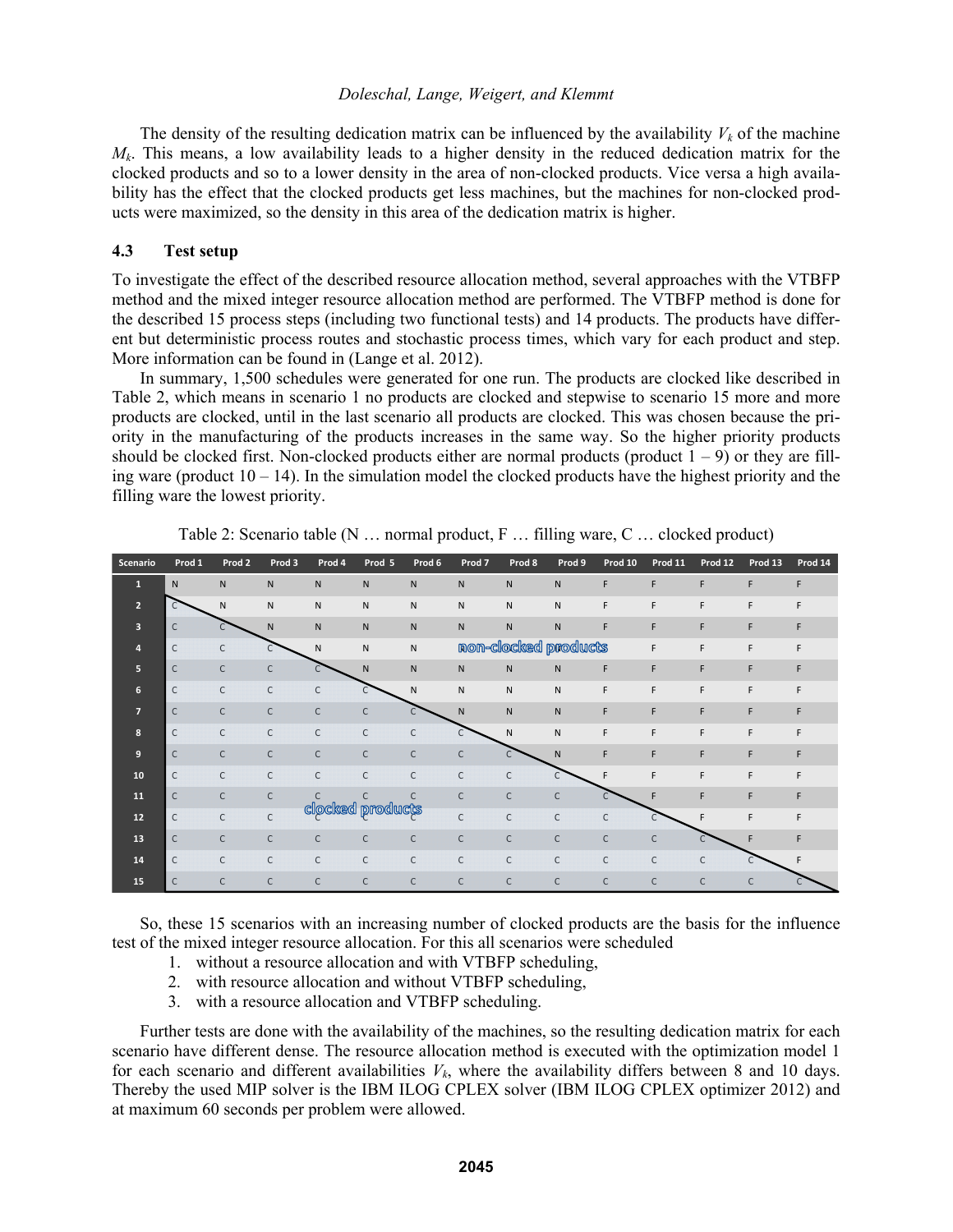The density of the resulting dedication matrix can be influenced by the availability $V_k$ of the machine $M_k$. This means, a low availability leads to a higher density in the reduced dedication matrix for the clocked products and so to a lower density in the area of non-clocked products. Vice versa a high availability has the effect that the clocked products get less machines, but the machines for non-clocked products were maximized, so the density in this area of the dedication matrix is higher.

### 4.3 Test setup

To investigate the effect of the described resource allocation method, several approaches with the VTBFP method and the mixed integer resource allocation method are performed. The VTBFP method is done for the described 15 process steps (including two functional tests) and 14 products. The products have different but deterministic process routes and stochastic process times, which vary for each product and step. More information can be found in (Lange et al. 2012).

In summary, 1,500 schedules were generated for one run. The products are clocked like described in Table 2, which means in scenario 1 no products are clocked and stepwise to scenario 15 more and more products are clocked, until in the last scenario all products are clocked. This was chosen because the priority in the manufacturing of the products increases in the same way. So the higher priority products should be clocked first. Non-clocked products either are normal products (product 1 – 9) or they are filling ware (product 10 – 14). In the simulation model the clocked products have the highest priority and the filling ware the lowest priority.

Table 2: Scenario table (N … normal product, F … filling ware, C … clocked product)

| Scenario | Prod 1 | Prod 2 | Prod 3 | Prod 4 | Prod 5 | Prod 6 | Prod 7 | Prod 8 | Prod 9 | Prod 10 | Prod 11 | Prod 12 | Prod 13 | Prod 14 |
|---|---|---|---|---|---|---|---|---|---|---|---|---|---|---|
| 1 | N | N | N | N | N | N | N | N | N | F | F | F | F | F |
| 2 | C | N | N | N | N | N | N | N | N | F | F | F | F | F |
| 3 | C | C | N | N | N | N | N | N | N | F | F | F | F | F |
| 4 | C | C | C | N | N | N | N | N | N | F | F | F | F | F |
| 5 | C | C | C | C | N | N | N | N | N | F | F | F | F | F |
| 6 | C | C | C | C | C | N | N | N | N | F | F | F | F | F |
| 7 | C | C | C | C | C | C | N | N | N | F | F | F | F | F |
| 8 | C | C | C | C | C | C | C | N | N | F | F | F | F | F |
| 9 | C | C | C | C | C | C | C | C | N | F | F | F | F | F |
| 10 | C | C | C | C | C | C | C | C | C | F | F | F | F | F |
| 11 | C | C | C | C | C | C | C | C | C | C | F | F | F | F |
| 12 | C | C | C | C | C | C | C | C | C | C | C | F | F | F |
| 13 | C | C | C | C | C | C | C | C | C | C | C | C | F | F |
| 14 | C | C | C | C | C | C | C | C | C | C | C | C | C | F |
| 15 | C | C | C | C | C | C | C | C | C | C | C | C | C | C |

So, these 15 scenarios with an increasing number of clocked products are the basis for the influence test of the mixed integer resource allocation. For this all scenarios were scheduled

1. without a resource allocation and with VTBFP scheduling,
2. with resource allocation and without VTBFP scheduling,
3. with a resource allocation and VTBFP scheduling.

Further tests are done with the availability of the machines, so the resulting dedication matrix for each scenario have different dense. The resource allocation method is executed with the optimization model 1 for each scenario and different availabilities $V_k$, where the availability differs between 8 and 10 days. Thereby the used MIP solver is the IBM ILOG CPLEX solver (IBM ILOG CPLEX optimizer 2012) and at maximum 60 seconds per problem were allowed.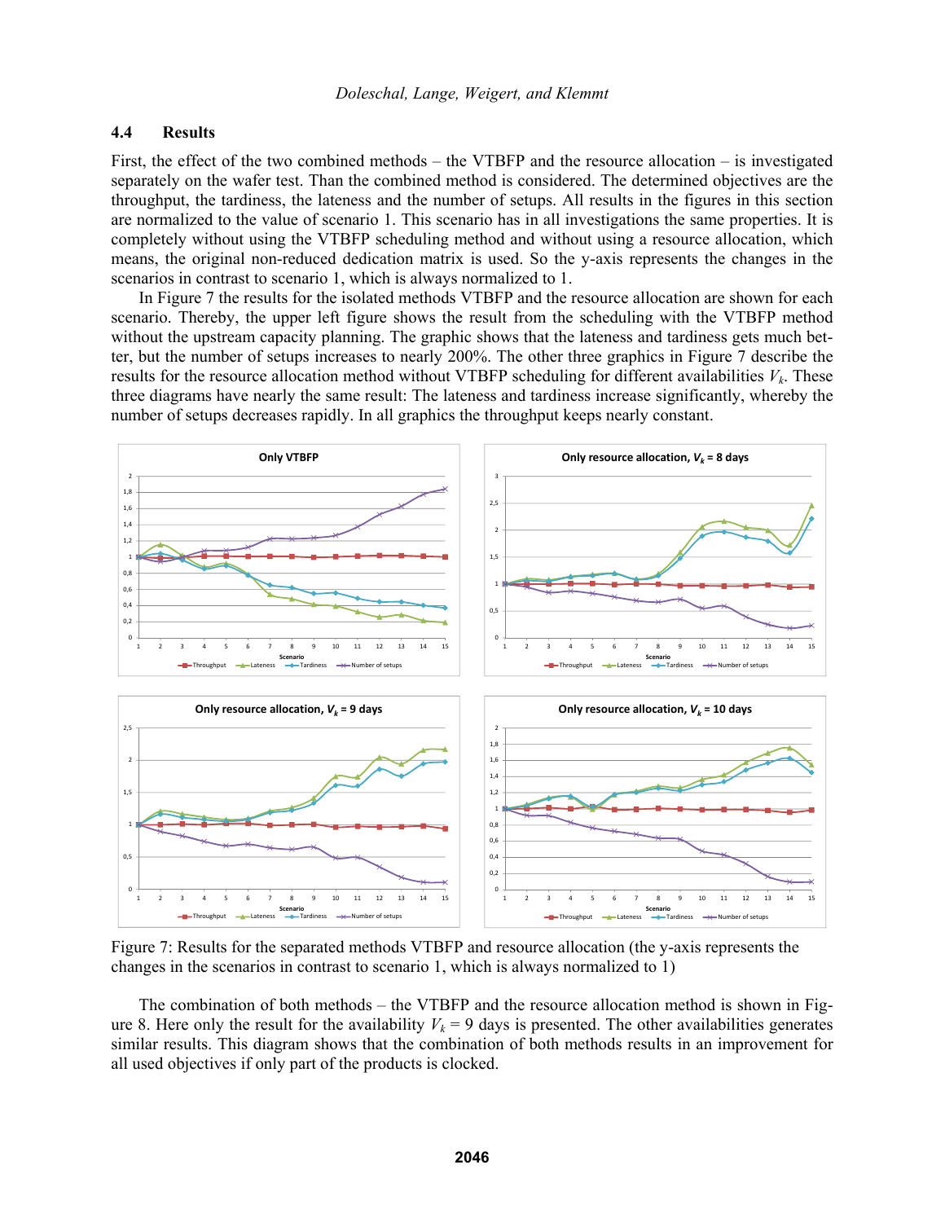### 4.4 Results

First, the effect of the two combined methods – the VTBFP and the resource allocation – is investigated separately on the wafer test. Than the combined method is considered. The determined objectives are the throughput, the tardiness, the lateness and the number of setups. All results in the figures in this section are normalized to the value of scenario 1. This scenario has in all investigations the same properties. It is completely without using the VTBFP scheduling method and without using a resource allocation, which means, the original non-reduced dedication matrix is used. So the y-axis represents the changes in the scenarios in contrast to scenario 1, which is always normalized to 1.

In Figure 7 the results for the isolated methods VTBFP and the resource allocation are shown for each scenario. Thereby, the upper left figure shows the result from the scheduling with the VTBFP method without the upstream capacity planning. The graphic shows that the lateness and tardiness gets much better, but the number of setups increases to nearly 200%. The other three graphics in Figure 7 describe the results for the resource allocation method without VTBFP scheduling for different availabilities $V_k$. These three diagrams have nearly the same result: The lateness and tardiness increase significantly, whereby the number of setups decreases rapidly. In all graphics the throughput keeps nearly constant.

Figure 7: Results for the separated methods VTBFP and resource allocation (the y-axis represents the changes in the scenarios in contrast to scenario 1, which is always normalized to 1)

The combination of both methods – the VTBFP and the resource allocation method is shown in Figure 8. Here only the result for the availability $V_k$ = 9 days is presented. The other availabilities generates similar results. This diagram shows that the combination of both methods results in an improvement for all used objectives if only part of the products is clocked.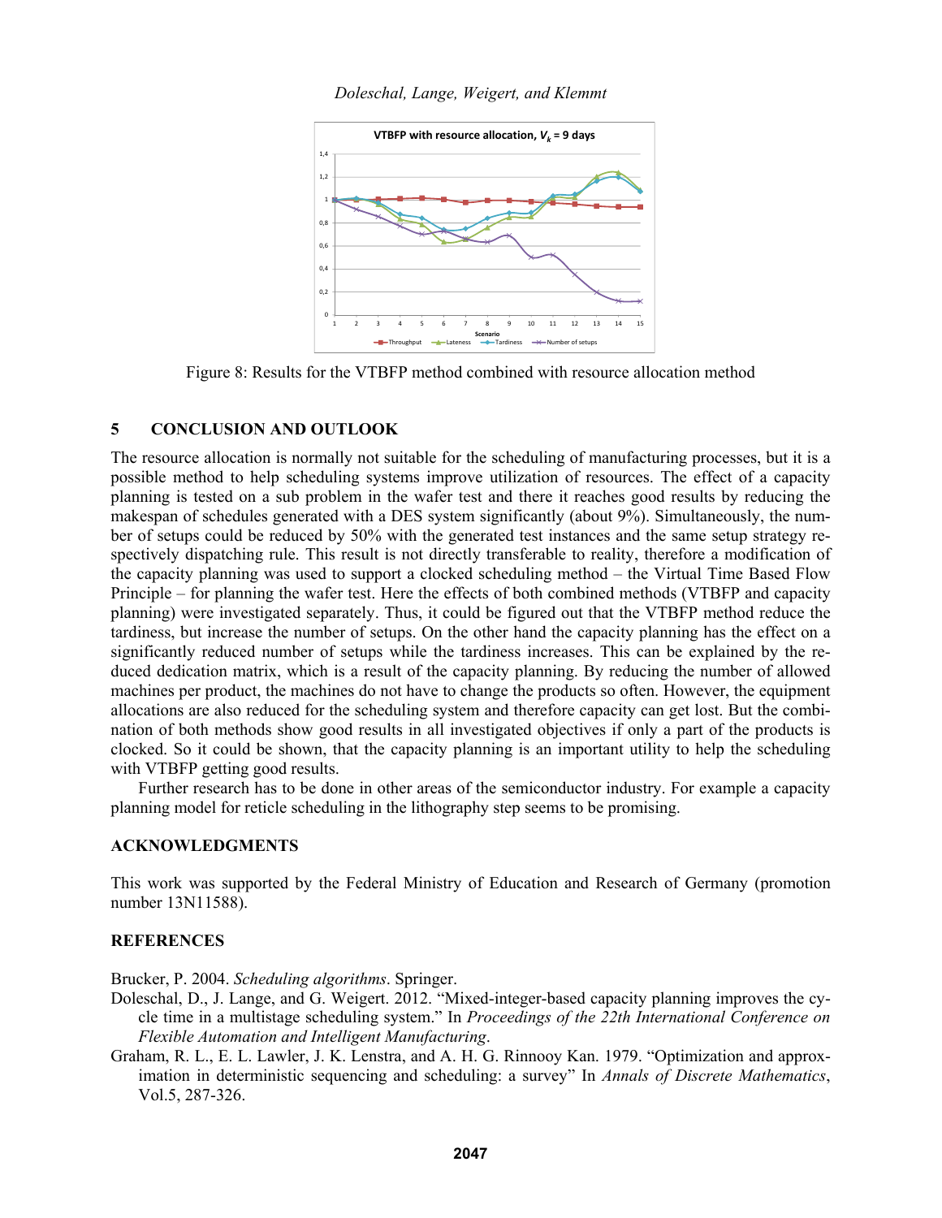VTBFP with resource allocation, $V_k$ = 9 days

1,4
1,2
1
0,8
0,6
0,4
0,2
0

1 2 3 4 5 6 7 8 9 10 11 12 13 14 15

Scenario

Throughput, Lateness, Tardiness, Number of setups

Figure 8: Results for the VTBFP method combined with resource allocation method

## 5 CONCLUSION AND OUTLOOK

The resource allocation is normally not suitable for the scheduling of manufacturing processes, but it is a possible method to help scheduling systems improve utilization of resources. The effect of a capacity planning is tested on a sub problem in the wafer test and there it reaches good results by reducing the makespan of schedules generated with a DES system significantly (about 9%). Simultaneously, the number of setups could be reduced by 50% with the generated test instances and the same setup strategy respectively dispatching rule. This result is not directly transferable to reality, therefore a modification of the capacity planning was used to support a clocked scheduling method – the Virtual Time Based Flow Principle – for planning the wafer test. Here the effects of both combined methods (VTBFP and capacity planning) were investigated separately. Thus, it could be figured out that the VTBFP method reduce the tardiness, but increase the number of setups. On the other hand the capacity planning has the effect on a significantly reduced number of setups while the tardiness increases. This can be explained by the reduced dedication matrix, which is a result of the capacity planning. By reducing the number of allowed machines per product, the machines do not have to change the products so often. However, the equipment allocations are also reduced for the scheduling system and therefore capacity can get lost. But the combination of both methods show good results in all investigated objectives if only a part of the products is clocked. So it could be shown, that the capacity planning is an important utility to help the scheduling with VTBFP getting good results.

Further research has to be done in other areas of the semiconductor industry. For example a capacity planning model for reticle scheduling in the lithography step seems to be promising.

## ACKNOWLEDGMENTS

This work was supported by the Federal Ministry of Education and Research of Germany (promotion number 13N11588).

## REFERENCES

Brucker, P. 2004. *Scheduling algorithms*. Springer.

Doleschal, D., J. Lange, and G. Weigert. 2012. "Mixed-integer-based capacity planning improves the cycle time in a multistage scheduling system." In *Proceedings of the 22th International Conference on Flexible Automation and Intelligent Manufacturing*.

Graham, R. L., E. L. Lawler, J. K. Lenstra, and A. H. G. Rinnooy Kan. 1979. "Optimization and approximation in deterministic sequencing and scheduling: a survey" In *Annals of Discrete Mathematics*, Vol.5, 287-326.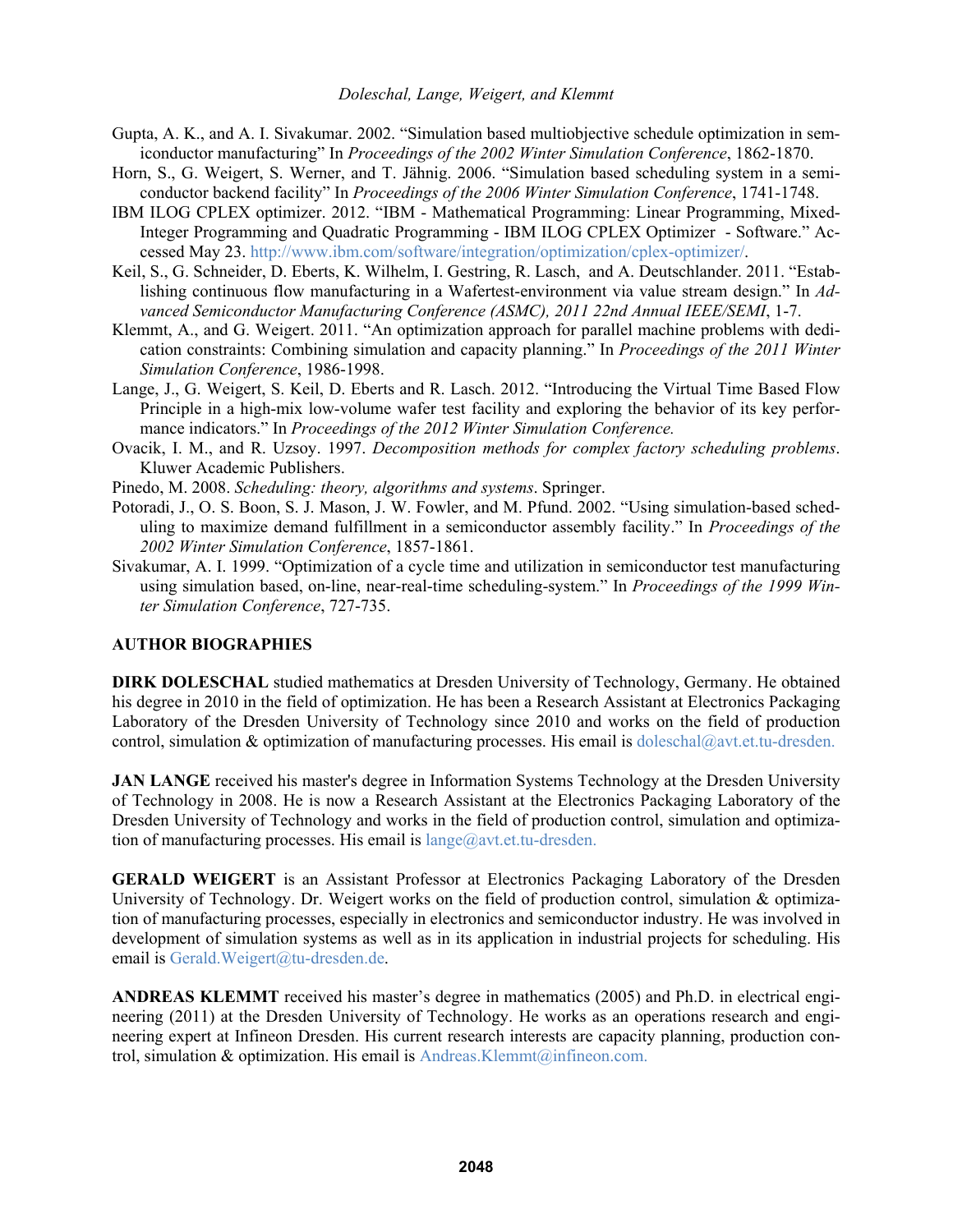Gupta, A. K., and A. I. Sivakumar. 2002. “Simulation based multiobjective schedule optimization in semiconductor manufacturing” In *Proceedings of the 2002 Winter Simulation Conference*, 1862-1870.

Horn, S., G. Weigert, S. Werner, and T. Jähnig. 2006. “Simulation based scheduling system in a semiconductor backend facility” In *Proceedings of the 2006 Winter Simulation Conference*, 1741-1748.

IBM ILOG CPLEX optimizer. 2012. “IBM - Mathematical Programming: Linear Programming, Mixed-Integer Programming and Quadratic Programming - IBM ILOG CPLEX Optimizer - Software.” Accessed May 23. http://www.ibm.com/software/integration/optimization/cplex-optimizer/.

Keil, S., G. Schneider, D. Eberts, K. Wilhelm, I. Gestring, R. Lasch, and A. Deutschlander. 2011. “Establishing continuous flow manufacturing in a Wafertest-environment via value stream design.” In *Advanced Semiconductor Manufacturing Conference (ASMC), 2011 22nd Annual IEEE/SEMI*, 1-7.

Klemmt, A., and G. Weigert. 2011. “An optimization approach for parallel machine problems with dedication constraints: Combining simulation and capacity planning.” In *Proceedings of the 2011 Winter Simulation Conference*, 1986-1998.

Lange, J., G. Weigert, S. Keil, D. Eberts and R. Lasch. 2012. “Introducing the Virtual Time Based Flow Principle in a high-mix low-volume wafer test facility and exploring the behavior of its key performance indicators.” In *Proceedings of the 2012 Winter Simulation Conference.*

Ovacik, I. M., and R. Uzsoy. 1997. *Decomposition methods for complex factory scheduling problems*. Kluwer Academic Publishers.

Pinedo, M. 2008. *Scheduling: theory, algorithms and systems*. Springer.

Potoradi, J., O. S. Boon, S. J. Mason, J. W. Fowler, and M. Pfund. 2002. “Using simulation-based scheduling to maximize demand fulfillment in a semiconductor assembly facility.” In *Proceedings of the 2002 Winter Simulation Conference*, 1857-1861.

Sivakumar, A. I. 1999. “Optimization of a cycle time and utilization in semiconductor test manufacturing using simulation based, on-line, near-real-time scheduling-system.” In *Proceedings of the 1999 Winter Simulation Conference*, 727-735.

## AUTHOR BIOGRAPHIES

**DIRK DOLESCHAL** studied mathematics at Dresden University of Technology, Germany. He obtained his degree in 2010 in the field of optimization. He has been a Research Assistant at Electronics Packaging Laboratory of the Dresden University of Technology since 2010 and works on the field of production control, simulation & optimization of manufacturing processes. His email is doleschal@avt.et.tu-dresden.

**JAN LANGE** received his master's degree in Information Systems Technology at the Dresden University of Technology in 2008. He is now a Research Assistant at the Electronics Packaging Laboratory of the Dresden University of Technology and works in the field of production control, simulation and optimization of manufacturing processes. His email is lange@avt.et.tu-dresden.

**GERALD WEIGERT** is an Assistant Professor at Electronics Packaging Laboratory of the Dresden University of Technology. Dr. Weigert works on the field of production control, simulation & optimization of manufacturing processes, especially in electronics and semiconductor industry. He was involved in development of simulation systems as well as in its application in industrial projects for scheduling. His email is Gerald.Weigert@tu-dresden.de.

**ANDREAS KLEMMT** received his master’s degree in mathematics (2005) and Ph.D. in electrical engineering (2011) at the Dresden University of Technology. He works as an operations research and engineering expert at Infineon Dresden. His current research interests are capacity planning, production control, simulation & optimization. His email is Andreas.Klemmt@infineon.com.